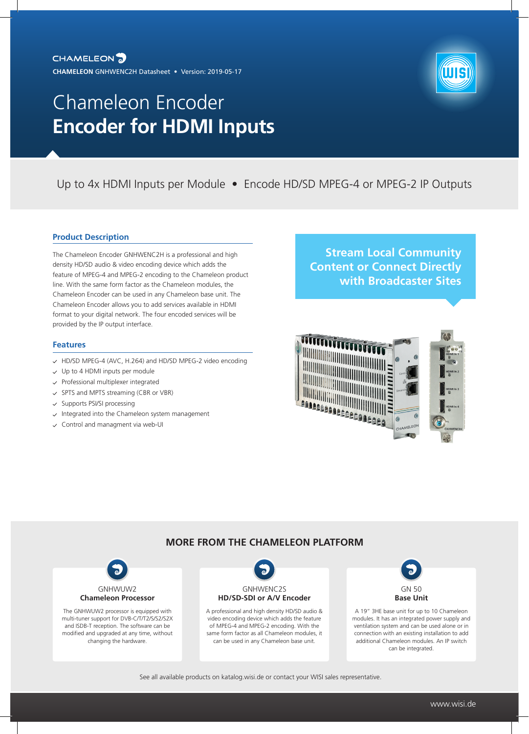CHAMELEON

**CHAMELEON** GNHWENC2H Datasheet • Version: 2019-05-17

# Chameleon Encoder
# **Encoder for HDMI Inputs**

Up to 4x HDMI Inputs per Module • Encode HD/SD MPEG-4 or MPEG-2 IP Outputs

## Product Description

The Chameleon Encoder GNHWENC2H is a professional and high density HD/SD audio & video encoding device which adds the feature of MPEG-4 and MPEG-2 encoding to the Chameleon product line. With the same form factor as the Chameleon modules, the Chameleon Encoder can be used in any Chameleon base unit. The Chameleon Encoder allows you to add services available in HDMI format to your digital network. The four encoded services will be provided by the IP output interface.

**Stream Local Community Content or Connect Directly with Broadcaster Sites**

## Features

- HD/SD MPEG-4 (AVC, H.264) and HD/SD MPEG-2 video encoding
- Up to 4 HDMI inputs per module
- Professional multiplexer integrated
- SPTS and MPTS streaming (CBR or VBR)
- Supports PSI/SI processing
- Integrated into the Chameleon system management
- Control and managment via web-UI

## MORE FROM THE CHAMELEON PLATFORM

GNHWUW2
**Chameleon Processor**

The GNHWUW2 processor is equipped with multi-tuner support for DVB-C/T/T2/S/S2/S2X and ISDB-T reception. The software can be modified and upgraded at any time, without changing the hardware.

GNHWENC2S
**HD/SD-SDI or A/V Encoder**

A professional and high density HD/SD audio & video encoding device which adds the feature of MPEG-4 and MPEG-2 encoding. With the same form factor as all Chameleon modules, it can be used in any Chameleon base unit.

GN 50
**Base Unit**

A 19" 3HE base unit for up to 10 Chameleon modules. It has an integrated power supply and ventilation system and can be used alone or in connection with an existing installation to add additional Chameleon modules. An IP switch can be integrated.

See all available products on katalog.wisi.de or contact your WISI sales representative.

www.wisi.de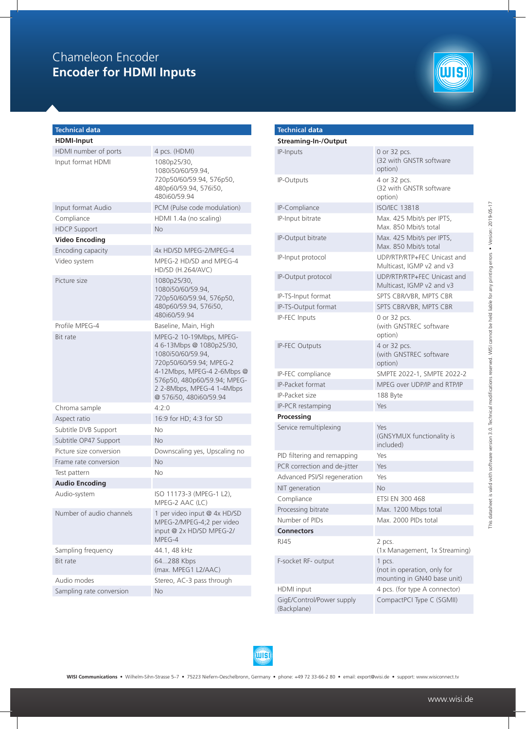# Chameleon Encoder
## Encoder for HDMI Inputs

| Technical data | |
|---|---|
| **HDMI-Input** | |
| HDMI number of ports | 4 pcs. (HDMI) |
| Input format HDMI | 1080p25/30, 1080i50/60/59.94, 720p50/60/59.94, 576p50, 480p60/59.94, 576i50, 480i60/59.94 |
| Input format Audio | PCM (Pulse code modulation) |
| Compliance | HDMI 1.4a (no scaling) |
| HDCP Support | No |
| **Video Encoding** | |
| Encoding capacity | 4x HD/SD MPEG-2/MPEG-4 |
| Video system | MPEG-2 HD/SD and MPEG-4 HD/SD (H.264/AVC) |
| Picture size | 1080p25/30, 1080i50/60/59.94, 720p50/60/59.94, 576p50, 480p60/59.94, 576i50, 480i60/59.94 |
| Profile MPEG-4 | Baseline, Main, High |
| Bit rate | MPEG-2 10-19Mbps, MPEG-4 6-13Mbps @ 1080p25/30, 1080i50/60/59.94, 720p50/60/59.94; MPEG-2 4-12Mbps, MPEG-4 2-6Mbps @ 576p50, 480p60/59.94; MPEG-2 2-8Mbps, MPEG-4 1-4Mbps @ 576i50, 480i60/59.94 |
| Chroma sample | 4:2:0 |
| Aspect ratio | 16:9 for HD; 4:3 for SD |
| Subtitle DVB Support | No |
| Subtitle OP47 Support | No |
| Picture size conversion | Downscaling yes, Upscaling no |
| Frame rate conversion | No |
| Test pattern | No |
| **Audio Encoding** | |
| Audio-system | ISO 11173-3 (MPEG-1 L2), MPEG-2 AAC (LC) |
| Number of audio channels | 1 per video input @ 4x HD/SD MPEG-2/MPEG-4;2 per video input @ 2x HD/SD MPEG-2/MPEG-4 |
| Sampling frequency | 44.1, 48 kHz |
| Bit rate | 64...288 Kbps (max. MPEG1 L2/AAC) |
| Audio modes | Stereo, AC-3 pass through |
| Sampling rate conversion | No |

| Technical data | |
|---|---|
| **Streaming-In-/Output** | |
| IP-Inputs | 0 or 32 pcs. (32 with GNSTR software option) |
| IP-Outputs | 4 or 32 pcs. (32 with GNSTR software option) |
| IP-Compliance | ISO/IEC 13818 |
| IP-Input bitrate | Max. 425 Mbit/s per IPTS, Max. 850 Mbit/s total |
| IP-Output bitrate | Max. 425 Mbit/s per IPTS, Max. 850 Mbit/s total |
| IP-Input protocol | UDP/RTP/RTP+FEC Unicast and Multicast, IGMP v2 and v3 |
| IP-Output protocol | UDP/RTP/RTP+FEC Unicast and Multicast, IGMP v2 and v3 |
| IP-TS-Input format | SPTS CBR/VBR, MPTS CBR |
| IP-TS-Output format | SPTS CBR/VBR, MPTS CBR |
| IP-FEC Inputs | 0 or 32 pcs. (with GNSTREC software option) |
| IP-FEC Outputs | 4 or 32 pcs. (with GNSTREC software option) |
| IP-FEC compliance | SMPTE 2022-1, SMPTE 2022-2 |
| IP-Packet format | MPEG over UDP/IP and RTP/IP |
| IP-Packet size | 188 Byte |
| IP-PCR restamping | Yes |
| **Processing** | |
| Service remultiplexing | Yes (GNSYMUX functionality is included) |
| PID filtering and remapping | Yes |
| PCR correction and de-jitter | Yes |
| Advanced PSI/SI regeneration | Yes |
| NIT generation | No |
| Compliance | ETSI EN 300 468 |
| Processing bitrate | Max. 1200 Mbps total |
| Number of PIDs | Max. 2000 PIDs total |
| **Connectors** | |
| RJ45 | 2 pcs. (1x Management, 1x Streaming) |
| F-socket RF- output | 1 pcs. (not in operation, only for mounting in GN40 base unit) |
| HDMI input | 4 pcs. (for type A connector) |
| GigE/Control/Power supply (Backplane) | CompactPCI Type C (SGMII) |

This datasheet is valid with software version 3.0. Technical modifications reserved. WISI cannot be held liable for any printing errors • Version: 2019-05-17

**WISI Communications** • Wilhelm-Sihn-Strasse 5–7 • 75223 Niefern-Oeschelbronn, Germany • phone: +49 72 33-66-2 80 • email: export@wisi.de • support: www.wisiconnect.tv

www.wisi.de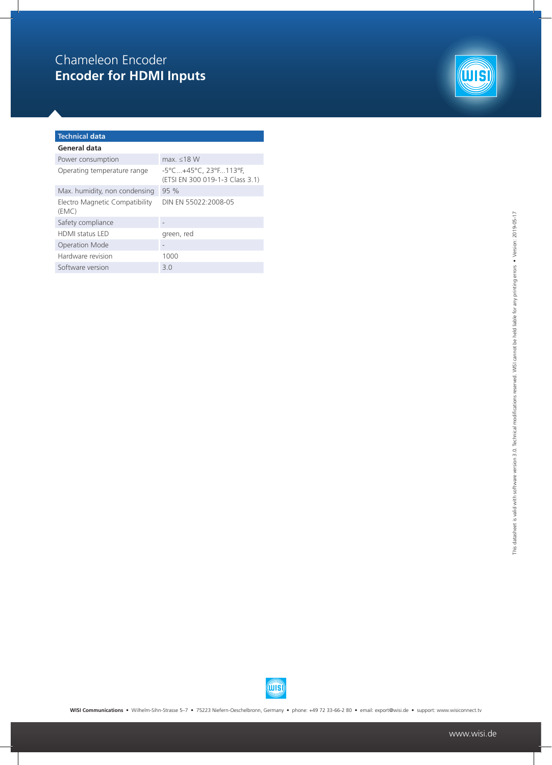# Chameleon Encoder
## Encoder for HDMI Inputs

| Technical data | |
|---|---|
| **General data** | |
| Power consumption | max. ≤18 W |
| Operating temperature range | -5°C...+45°C, 23°F...113°F, (ETSI EN 300 019-1-3 Class 3.1) |
| Max. humidity, non condensing | 95 % |
| Electro Magnetic Compatibility (EMC) | DIN EN 55022:2008-05 |
| Safety compliance | - |
| HDMI status LED | green, red |
| Operation Mode | - |
| Hardware revision | 1000 |
| Software version | 3.0 |

This datasheet is valid with software version 3.0. Technical modifications reserved. WISI cannot be held liable for any printing errors • Version: 2019-05-17

**WISI Communications** • Wilhelm-Sihn-Strasse 5–7 • 75223 Niefern-Oeschelbronn, Germany • phone: +49 72 33-66-2 80 • email: export@wisi.de • support: www.wisiconnect.tv

www.wisi.de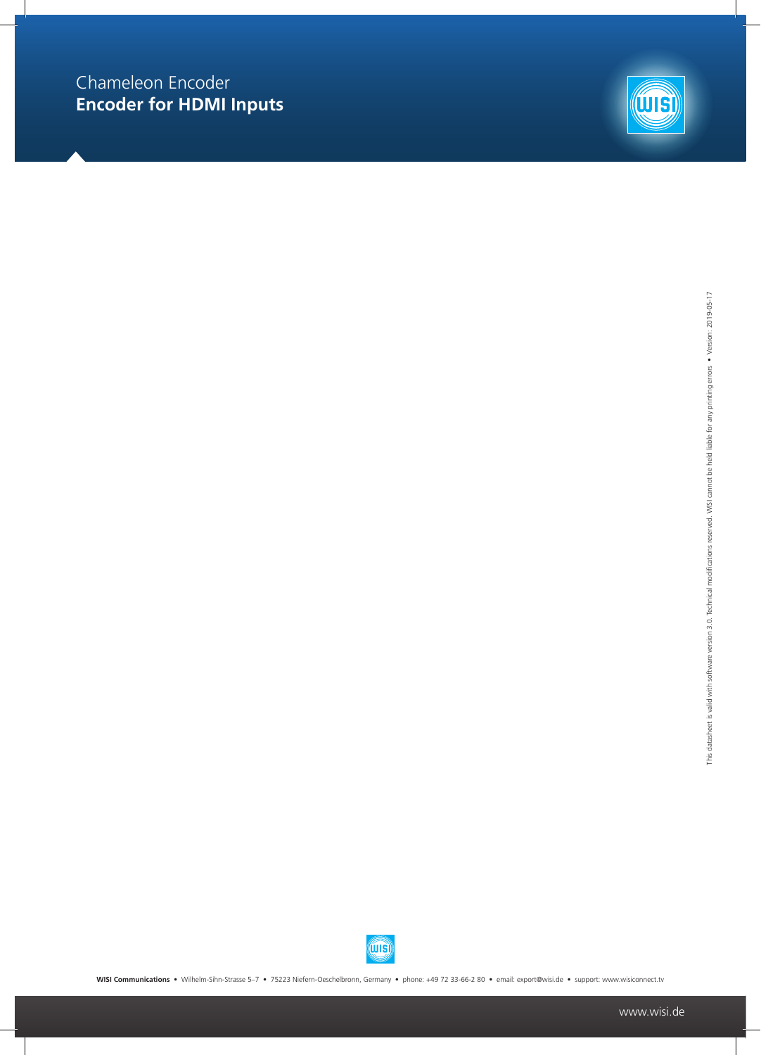# Chameleon Encoder
## Encoder for HDMI Inputs

This datasheet is valid with software version 3.0. Technical modifications reserved. WISI cannot be held liable for any printing errors • Version: 2019-05-17

**WISI Communications** • Wilhelm-Sihn-Strasse 5–7 • 75223 Niefern-Oeschelbronn, Germany • phone: +49 72 33-66-2 80 • email: export@wisi.de • support: www.wisiconnect.tv

www.wisi.de